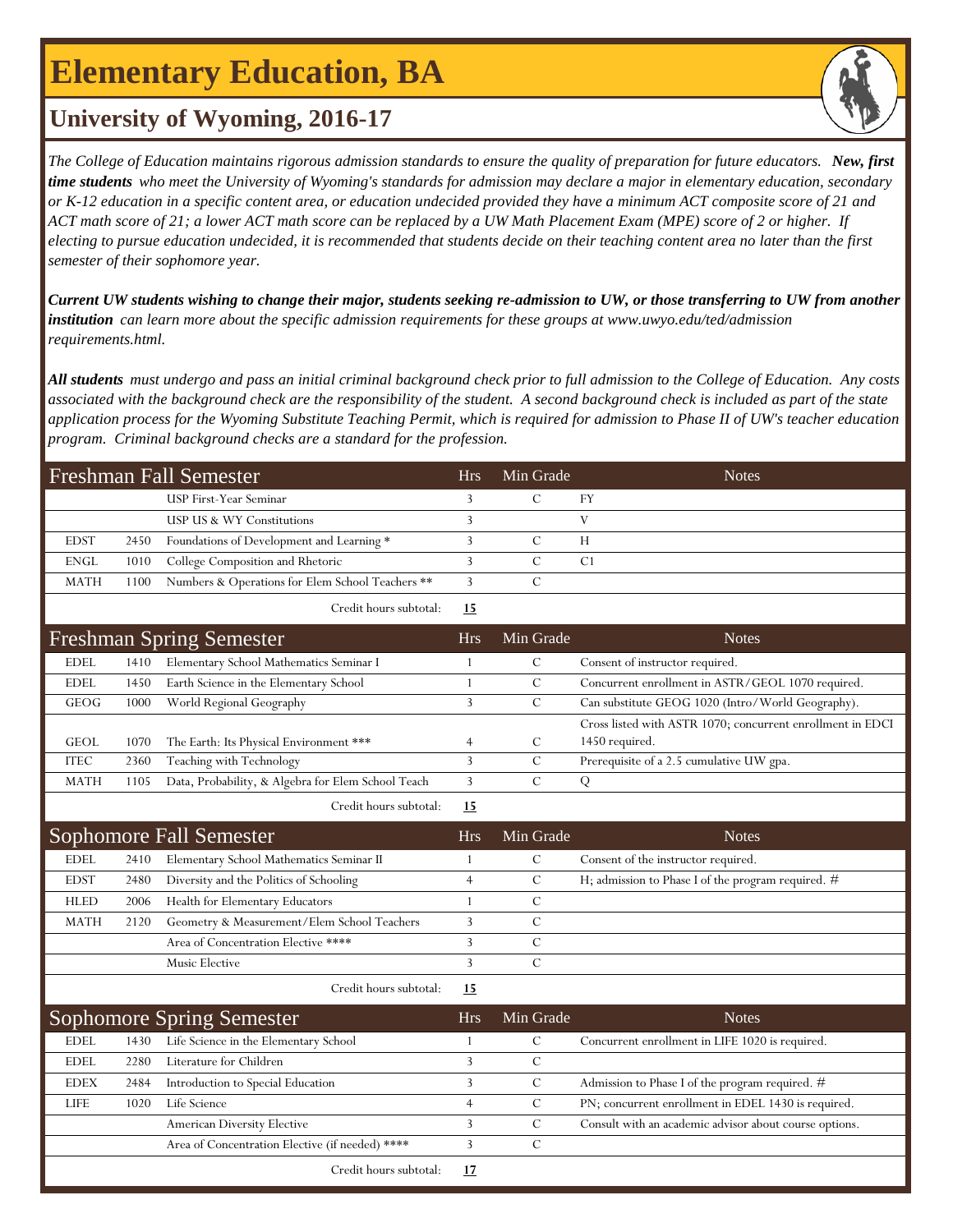# Elementary Education, BA

## University of Wyoming, 2016-17

*The College of Education maintains rigorous admission standards to ensure the quality of preparation for future educators.* ***New, first time students*** *who meet the University of Wyoming's standards for admission may declare a major in elementary education, secondary or K-12 education in a specific content area, or education undecided provided they have a minimum ACT composite score of 21 and ACT math score of 21; a lower ACT math score can be replaced by a UW Math Placement Exam (MPE) score of 2 or higher. If electing to pursue education undecided, it is recommended that students decide on their teaching content area no later than the first semester of their sophomore year.*

***Current UW students wishing to change their major, students seeking re-admission to UW, or those transferring to UW from another institution*** *can learn more about the specific admission requirements for these groups at www.uwyo.edu/ted/admission requirements.html.*

***All students*** *must undergo and pass an initial criminal background check prior to full admission to the College of Education. Any costs associated with the background check are the responsibility of the student. A second background check is included as part of the state application process for the Wyoming Substitute Teaching Permit, which is required for admission to Phase II of UW's teacher education program. Criminal background checks are a standard for the profession.*

| Freshman Fall Semester | | | Hrs | Min Grade | Notes |
|---|---|---|---|---|---|
| | | USP First-Year Seminar | 3 | C | FY |
| | | USP US & WY Constitutions | 3 | | V |
| EDST | 2450 | Foundations of Development and Learning * | 3 | C | H |
| ENGL | 1010 | College Composition and Rhetoric | 3 | C | C1 |
| MATH | 1100 | Numbers & Operations for Elem School Teachers ** | 3 | C | |
| | | Credit hours subtotal: | **15** | | |

| Freshman Spring Semester | | | Hrs | Min Grade | Notes |
|---|---|---|---|---|---|
| EDEL | 1410 | Elementary School Mathematics Seminar I | 1 | C | Consent of instructor required. |
| EDEL | 1450 | Earth Science in the Elementary School | 1 | C | Concurrent enrollment in ASTR/GEOL 1070 required. |
| GEOG | 1000 | World Regional Geography | 3 | C | Can substitute GEOG 1020 (Intro/World Geography). |
| GEOL | 1070 | The Earth: Its Physical Environment *** | 4 | C | Cross listed with ASTR 1070; concurrent enrollment in EDCI 1450 required. |
| ITEC | 2360 | Teaching with Technology | 3 | C | Prerequisite of a 2.5 cumulative UW gpa. |
| MATH | 1105 | Data, Probability, & Algebra for Elem School Teach | 3 | C | Q |
| | | Credit hours subtotal: | **15** | | |

| Sophomore Fall Semester | | | Hrs | Min Grade | Notes |
|---|---|---|---|---|---|
| EDEL | 2410 | Elementary School Mathematics Seminar II | 1 | C | Consent of the instructor required. |
| EDST | 2480 | Diversity and the Politics of Schooling | 4 | C | H; admission to Phase I of the program required. # |
| HLED | 2006 | Health for Elementary Educators | 1 | C | |
| MATH | 2120 | Geometry & Measurement/Elem School Teachers | 3 | C | |
| | | Area of Concentration Elective **** | 3 | C | |
| | | Music Elective | 3 | C | |
| | | Credit hours subtotal: | **15** | | |

| Sophomore Spring Semester | | | Hrs | Min Grade | Notes |
|---|---|---|---|---|---|
| EDEL | 1430 | Life Science in the Elementary School | 1 | C | Concurrent enrollment in LIFE 1020 is required. |
| EDEL | 2280 | Literature for Children | 3 | C | |
| EDEX | 2484 | Introduction to Special Education | 3 | C | Admission to Phase I of the program required. # |
| LIFE | 1020 | Life Science | 4 | C | PN; concurrent enrollment in EDEL 1430 is required. |
| | | American Diversity Elective | 3 | C | Consult with an academic advisor about course options. |
| | | Area of Concentration Elective (if needed) **** | 3 | C | |
| | | Credit hours subtotal: | **17** | | |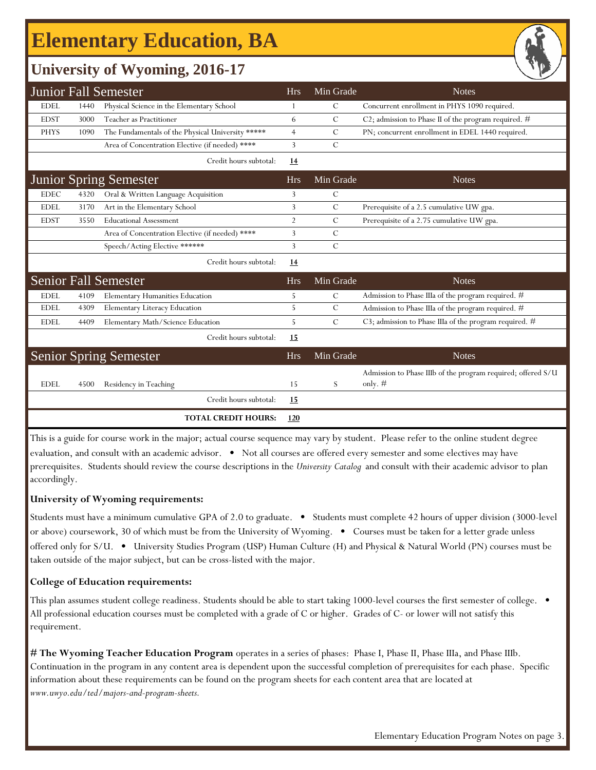# Elementary Education, BA

## University of Wyoming, 2016-17

| Junior Fall Semester | | | Hrs | Min Grade | Notes |
|---|---|---|---|---|---|
| EDEL | 1440 | Physical Science in the Elementary School | 1 | C | Concurrent enrollment in PHYS 1090 required. |
| EDST | 3000 | Teacher as Practitioner | 6 | C | C2; admission to Phase II of the program required. # |
| PHYS | 1090 | The Fundamentals of the Physical University ***** | 4 | C | PN; concurrent enrollment in EDEL 1440 required. |
| | | Area of Concentration Elective (if needed) **** | 3 | C | |
| | | Credit hours subtotal: | **14** | | |

| Junior Spring Semester | | | Hrs | Min Grade | Notes |
|---|---|---|---|---|---|
| EDEC | 4320 | Oral & Written Language Acquisition | 3 | C | |
| EDEL | 3170 | Art in the Elementary School | 3 | C | Prerequisite of a 2.5 cumulative UW gpa. |
| EDST | 3550 | Educational Assessment | 2 | C | Prerequisite of a 2.75 cumulative UW gpa. |
| | | Area of Concentration Elective (if needed) **** | 3 | C | |
| | | Speech/Acting Elective ****** | 3 | C | |
| | | Credit hours subtotal: | **14** | | |

| Senior Fall Semester | | | Hrs | Min Grade | Notes |
|---|---|---|---|---|---|
| EDEL | 4109 | Elementary Humanities Education | 5 | C | Admission to Phase IIIa of the program required. # |
| EDEL | 4309 | Elementary Literacy Education | 5 | C | Admission to Phase IIIa of the program required. # |
| EDEL | 4409 | Elementary Math/Science Education | 5 | C | C3; admission to Phase IIIa of the program required. # |
| | | Credit hours subtotal: | **15** | | |

| Senior Spring Semester | | | Hrs | Min Grade | Notes |
|---|---|---|---|---|---|
| EDEL | 4500 | Residency in Teaching | 15 | S | Admission to Phase IIIb of the program required; offered S/U only. # |
| | | Credit hours subtotal: | **15** | | |
| | | **TOTAL CREDIT HOURS:** | **120** | | |

This is a guide for course work in the major; actual course sequence may vary by student. Please refer to the online student degree evaluation, and consult with an academic advisor. • Not all courses are offered every semester and some electives may have prerequisites. Students should review the course descriptions in the *University Catalog* and consult with their academic advisor to plan accordingly.

**University of Wyoming requirements:**

Students must have a minimum cumulative GPA of 2.0 to graduate. • Students must complete 42 hours of upper division (3000-level or above) coursework, 30 of which must be from the University of Wyoming. • Courses must be taken for a letter grade unless offered only for S/U. • University Studies Program (USP) Human Culture (H) and Physical & Natural World (PN) courses must be taken outside of the major subject, but can be cross-listed with the major.

**College of Education requirements:**

This plan assumes student college readiness. Students should be able to start taking 1000-level courses the first semester of college. • All professional education courses must be completed with a grade of C or higher. Grades of C- or lower will not satisfy this requirement.

**# The Wyoming Teacher Education Program** operates in a series of phases: Phase I, Phase II, Phase IIIa, and Phase IIIb. Continuation in the program in any content area is dependent upon the successful completion of prerequisites for each phase. Specific information about these requirements can be found on the program sheets for each content area that are located at *www.uwyo.edu/ted/majors-and-program-sheets.*

Elementary Education Program Notes on page 3.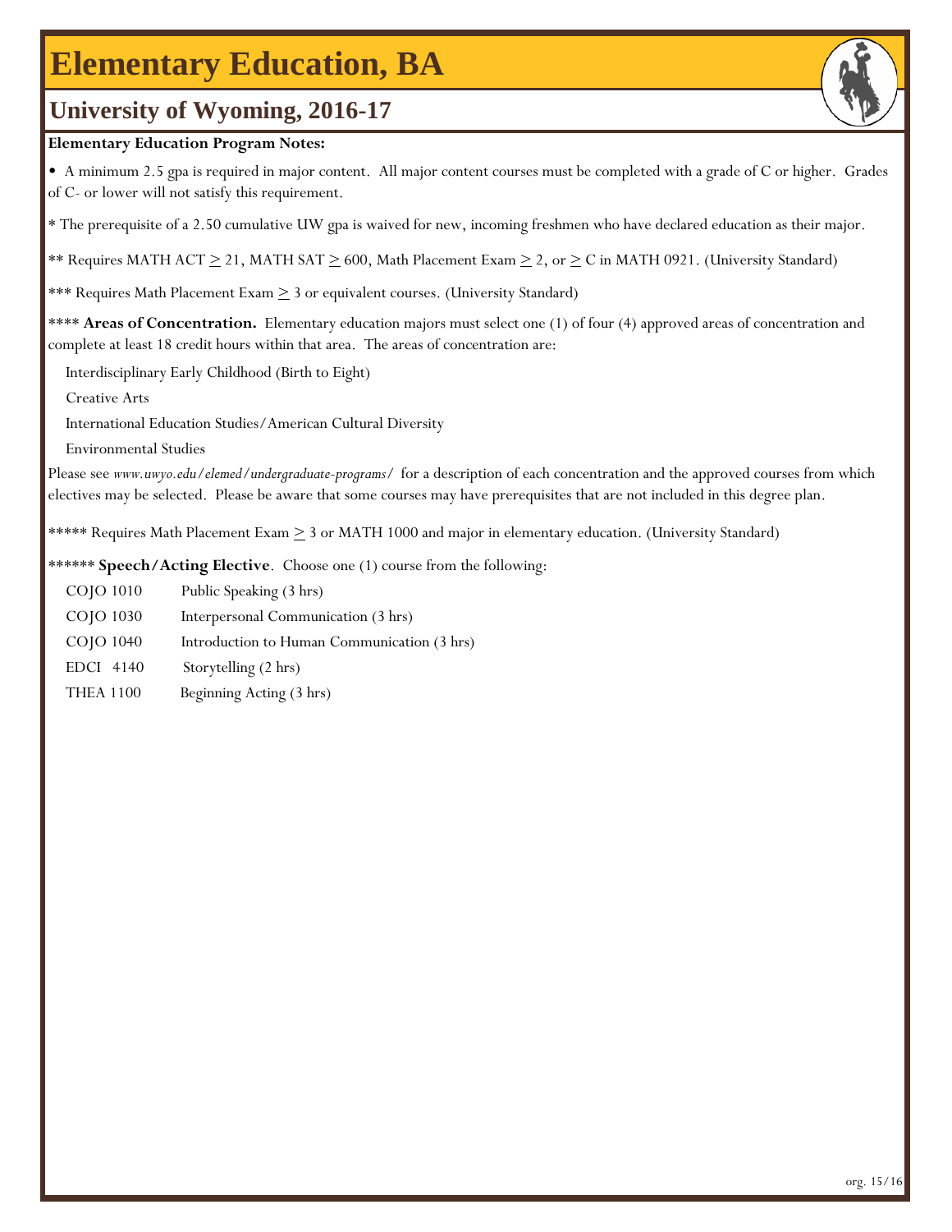# Elementary Education, BA

## University of Wyoming, 2016-17

**Elementary Education Program Notes:**

• A minimum 2.5 gpa is required in major content. All major content courses must be completed with a grade of C or higher. Grades of C- or lower will not satisfy this requirement.

* The prerequisite of a 2.50 cumulative UW gpa is waived for new, incoming freshmen who have declared education as their major.

** Requires MATH ACT ≥ 21, MATH SAT ≥ 600, Math Placement Exam ≥ 2, or ≥ C in MATH 0921. (University Standard)

*** Requires Math Placement Exam ≥ 3 or equivalent courses. (University Standard)

**** **Areas of Concentration.** Elementary education majors must select one (1) of four (4) approved areas of concentration and complete at least 18 credit hours within that area. The areas of concentration are:

Interdisciplinary Early Childhood (Birth to Eight)

Creative Arts

International Education Studies/American Cultural Diversity

Environmental Studies

Please see *www.uwyo.edu/elemed/undergraduate-programs/* for a description of each concentration and the approved courses from which electives may be selected. Please be aware that some courses may have prerequisites that are not included in this degree plan.

***** Requires Math Placement Exam ≥ 3 or MATH 1000 and major in elementary education. (University Standard)

****** **Speech/Acting Elective**. Choose one (1) course from the following:

| | |
|---|---|
| COJO 1010 | Public Speaking (3 hrs) |
| COJO 1030 | Interpersonal Communication (3 hrs) |
| COJO 1040 | Introduction to Human Communication (3 hrs) |
| EDCI 4140 | Storytelling (2 hrs) |
| THEA 1100 | Beginning Acting (3 hrs) |

org. 15/16